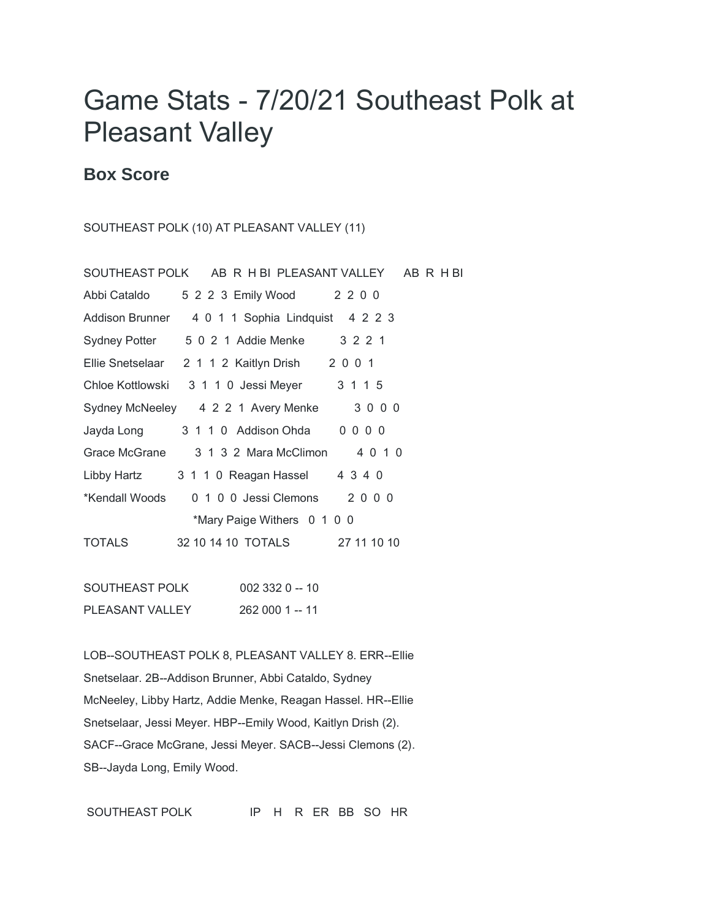# Game Stats - 7/20/21 Southeast Polk at Pleasant Valley

## Box Score

SOUTHEAST POLK (10) AT PLEASANT VALLEY (11)

| SOUTHEAST POLK | AB | R | H | BI | PLEASANT VALLEY | AB | R | H | BI |
|---|---|---|---|---|---|---|---|---|---|
| Abbi Cataldo | 5 | 2 | 2 | 3 | Emily Wood | 2 | 2 | 0 | 0 |
| Addison Brunner | 4 | 0 | 1 | 1 | Sophia Lindquist | 4 | 2 | 2 | 3 |
| Sydney Potter | 5 | 0 | 2 | 1 | Addie Menke | 3 | 2 | 2 | 1 |
| Ellie Snetselaar | 2 | 1 | 1 | 2 | Kaitlyn Drish | 2 | 0 | 0 | 1 |
| Chloe Kottlowski | 3 | 1 | 1 | 0 | Jessi Meyer | 3 | 1 | 1 | 5 |
| Sydney McNeeley | 4 | 2 | 2 | 1 | Avery Menke | 3 | 0 | 0 | 0 |
| Jayda Long | 3 | 1 | 1 | 0 | Addison Ohda | 0 | 0 | 0 | 0 |
| Grace McGrane | 3 | 1 | 3 | 2 | Mara McClimon | 4 | 0 | 1 | 0 |
| Libby Hartz | 3 | 1 | 1 | 0 | Reagan Hassel | 4 | 3 | 4 | 0 |
| *Kendall Woods | 0 | 1 | 0 | 0 | Jessi Clemons | 2 | 0 | 0 | 0 |
| | | | | | *Mary Paige Withers | 0 | 1 | 0 | 0 |
| TOTALS | 32 | 10 | 14 | 10 | TOTALS | 27 | 11 | 10 | 10 |

| | | |
|---|---|---|
| SOUTHEAST POLK | 002 332 0 | -- 10 |
| PLEASANT VALLEY | 262 000 1 | -- 11 |

LOB--SOUTHEAST POLK 8, PLEASANT VALLEY 8. ERR--Ellie Snetselaar. 2B--Addison Brunner, Abbi Cataldo, Sydney McNeeley, Libby Hartz, Addie Menke, Reagan Hassel. HR--Ellie Snetselaar, Jessi Meyer. HBP--Emily Wood, Kaitlyn Drish (2). SACF--Grace McGrane, Jessi Meyer. SACB--Jessi Clemons (2). SB--Jayda Long, Emily Wood.

| SOUTHEAST POLK | IP | H | R | ER | BB | SO | HR |
|---|---|---|---|---|---|---|---|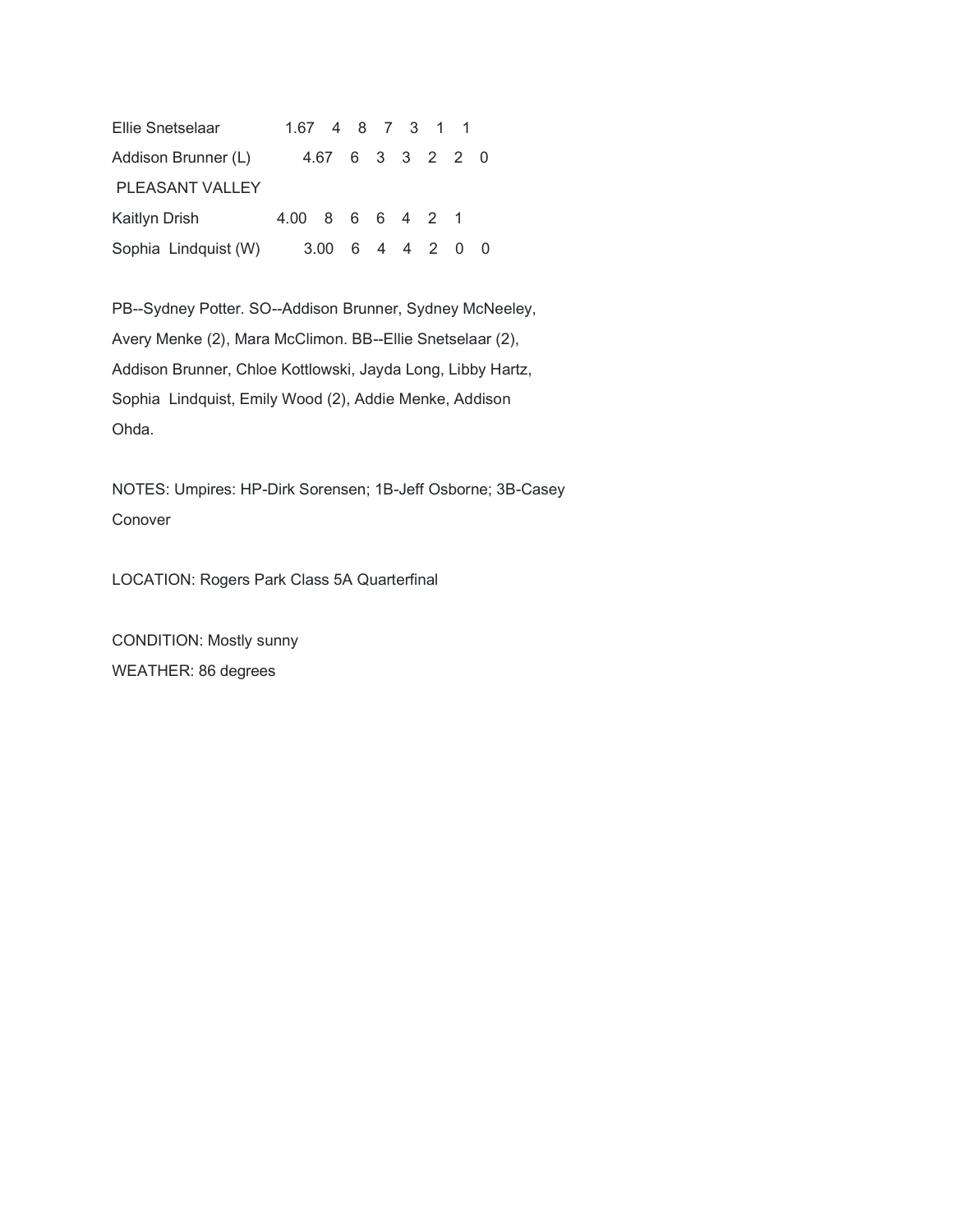| | | | | | | | |
|---|---|---|---|---|---|---|---|
| Ellie Snetselaar | 1.67 | 4 | 8 | 7 | 3 | 1 | 1 |
| Addison Brunner (L) | 4.67 | 6 | 3 | 3 | 2 | 2 | 0 |
| PLEASANT VALLEY | | | | | | | |
| Kaitlyn Drish | 4.00 | 8 | 6 | 6 | 4 | 2 | 1 |
| Sophia Lindquist (W) | 3.00 | 6 | 4 | 4 | 2 | 0 | 0 |

PB--Sydney Potter. SO--Addison Brunner, Sydney McNeeley, Avery Menke (2), Mara McClimon. BB--Ellie Snetselaar (2), Addison Brunner, Chloe Kottlowski, Jayda Long, Libby Hartz, Sophia Lindquist, Emily Wood (2), Addie Menke, Addison Ohda.

NOTES: Umpires: HP-Dirk Sorensen; 1B-Jeff Osborne; 3B-Casey Conover

LOCATION: Rogers Park Class 5A Quarterfinal

CONDITION: Mostly sunny

WEATHER: 86 degrees